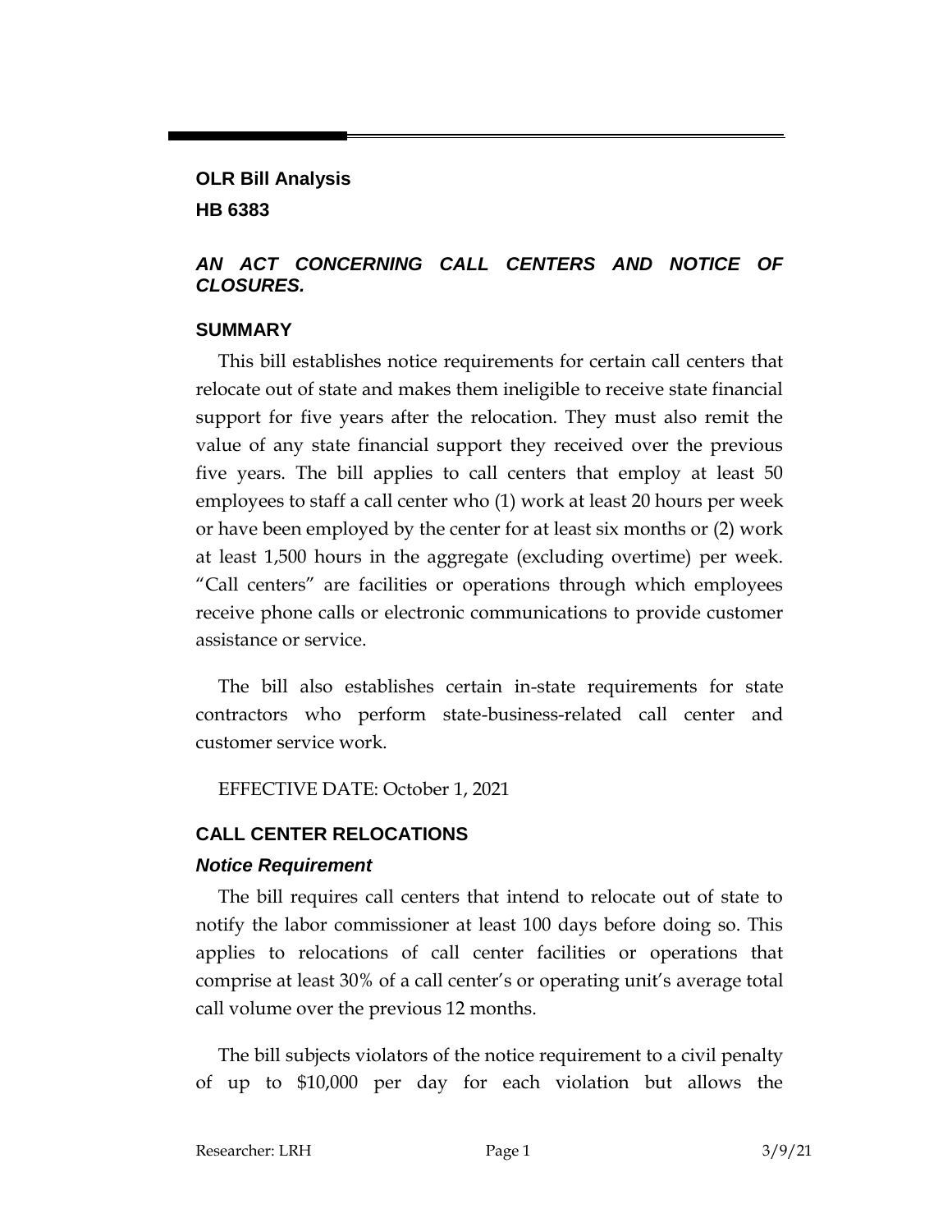**OLR Bill Analysis**

**HB 6383**

## *AN ACT CONCERNING CALL CENTERS AND NOTICE OF CLOSURES.*

## SUMMARY

This bill establishes notice requirements for certain call centers that relocate out of state and makes them ineligible to receive state financial support for five years after the relocation. They must also remit the value of any state financial support they received over the previous five years. The bill applies to call centers that employ at least 50 employees to staff a call center who (1) work at least 20 hours per week or have been employed by the center for at least six months or (2) work at least 1,500 hours in the aggregate (excluding overtime) per week. "Call centers" are facilities or operations through which employees receive phone calls or electronic communications to provide customer assistance or service.

The bill also establishes certain in-state requirements for state contractors who perform state-business-related call center and customer service work.

EFFECTIVE DATE: October 1, 2021

## CALL CENTER RELOCATIONS

### *Notice Requirement*

The bill requires call centers that intend to relocate out of state to notify the labor commissioner at least 100 days before doing so. This applies to relocations of call center facilities or operations that comprise at least 30% of a call center's or operating unit's average total call volume over the previous 12 months.

The bill subjects violators of the notice requirement to a civil penalty of up to $10,000 per day for each violation but allows the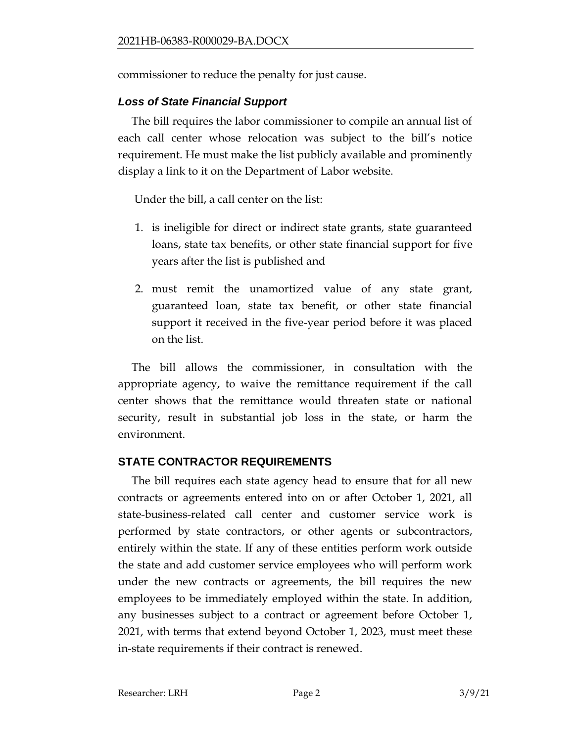commissioner to reduce the penalty for just cause.

### *Loss of State Financial Support*

The bill requires the labor commissioner to compile an annual list of each call center whose relocation was subject to the bill's notice requirement. He must make the list publicly available and prominently display a link to it on the Department of Labor website.

Under the bill, a call center on the list:

1. is ineligible for direct or indirect state grants, state guaranteed loans, state tax benefits, or other state financial support for five years after the list is published and

2. must remit the unamortized value of any state grant, guaranteed loan, state tax benefit, or other state financial support it received in the five-year period before it was placed on the list.

The bill allows the commissioner, in consultation with the appropriate agency, to waive the remittance requirement if the call center shows that the remittance would threaten state or national security, result in substantial job loss in the state, or harm the environment.

## STATE CONTRACTOR REQUIREMENTS

The bill requires each state agency head to ensure that for all new contracts or agreements entered into on or after October 1, 2021, all state-business-related call center and customer service work is performed by state contractors, or other agents or subcontractors, entirely within the state. If any of these entities perform work outside the state and add customer service employees who will perform work under the new contracts or agreements, the bill requires the new employees to be immediately employed within the state. In addition, any businesses subject to a contract or agreement before October 1, 2021, with terms that extend beyond October 1, 2023, must meet these in-state requirements if their contract is renewed.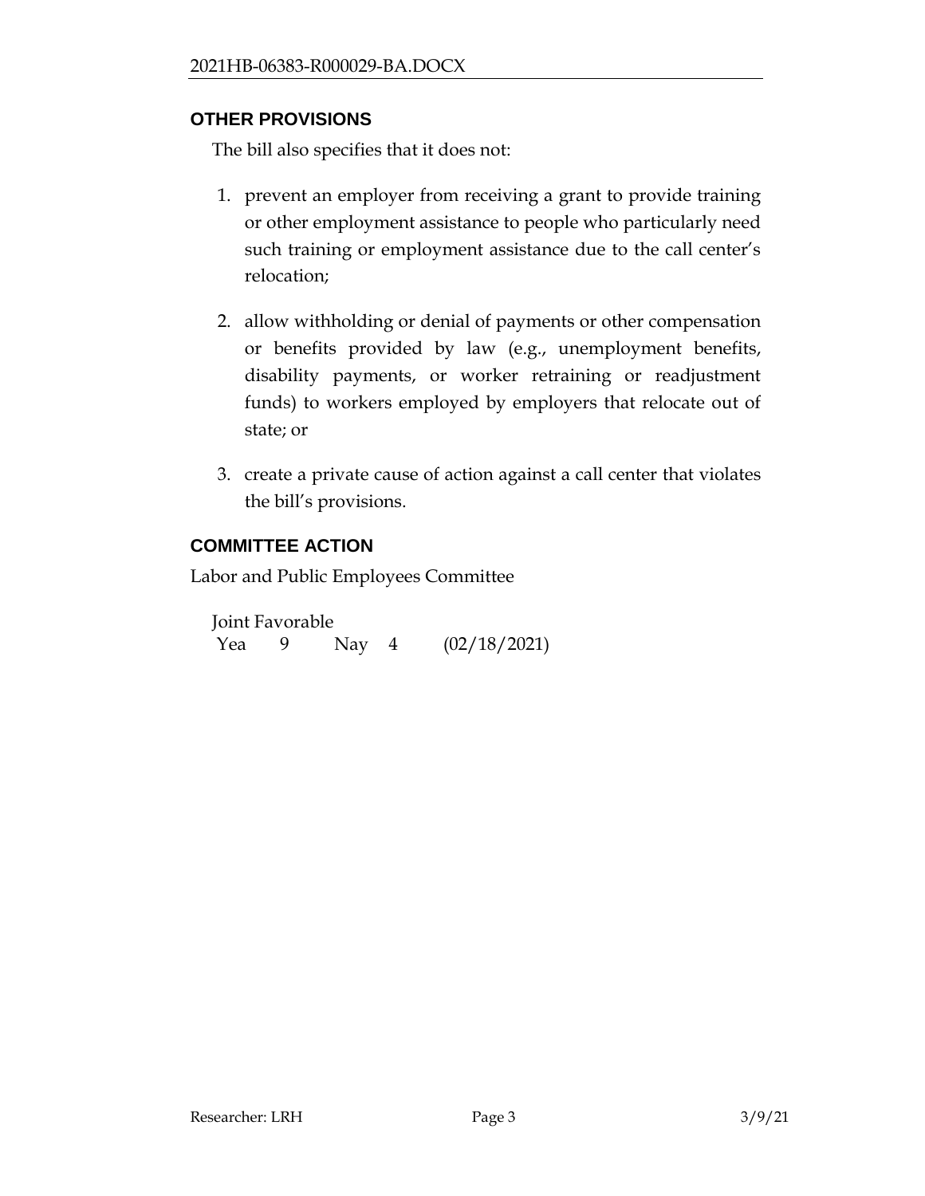## OTHER PROVISIONS

The bill also specifies that it does not:

1. prevent an employer from receiving a grant to provide training or other employment assistance to people who particularly need such training or employment assistance due to the call center's relocation;

2. allow withholding or denial of payments or other compensation or benefits provided by law (e.g., unemployment benefits, disability payments, or worker retraining or readjustment funds) to workers employed by employers that relocate out of state; or

3. create a private cause of action against a call center that violates the bill's provisions.

## COMMITTEE ACTION

Labor and Public Employees Committee

Joint Favorable
Yea 9 Nay 4 (02/18/2021)